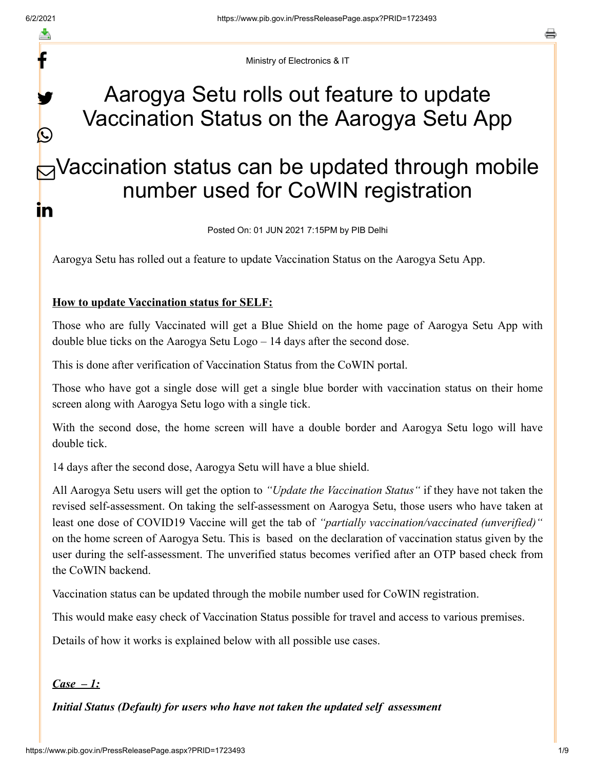Ministry of Electronics & IT

# Aarogya Setu rolls out feature to update Vaccination Status on the Aarogya Setu App

## Vaccination status can be updated through mobile number used for CoWIN registration

Posted On: 01 JUN 2021 7:15PM by PIB Delhi

Aarogya Setu has rolled out a feature to update Vaccination Status on the Aarogya Setu App.

**How to update Vaccination status for SELF:**

Those who are fully Vaccinated will get a Blue Shield on the home page of Aarogya Setu App with double blue ticks on the Aarogya Setu Logo – 14 days after the second dose.

This is done after verification of Vaccination Status from the CoWIN portal.

Those who have got a single dose will get a single blue border with vaccination status on their home screen along with Aarogya Setu logo with a single tick.

With the second dose, the home screen will have a double border and Aarogya Setu logo will have double tick.

14 days after the second dose, Aarogya Setu will have a blue shield.

All Aarogya Setu users will get the option to *"Update the Vaccination Status"* if they have not taken the revised self-assessment. On taking the self-assessment on Aarogya Setu, those users who have taken at least one dose of COVID19 Vaccine will get the tab of *"partially vaccination/vaccinated (unverified)"* on the home screen of Aarogya Setu. This is based on the declaration of vaccination status given by the user during the self-assessment. The unverified status becomes verified after an OTP based check from the CoWIN backend.

Vaccination status can be updated through the mobile number used for CoWIN registration.

This would make easy check of Vaccination Status possible for travel and access to various premises.

Details of how it works is explained below with all possible use cases.

***Case – 1:***

***Initial Status (Default) for users who have not taken the updated self assessment***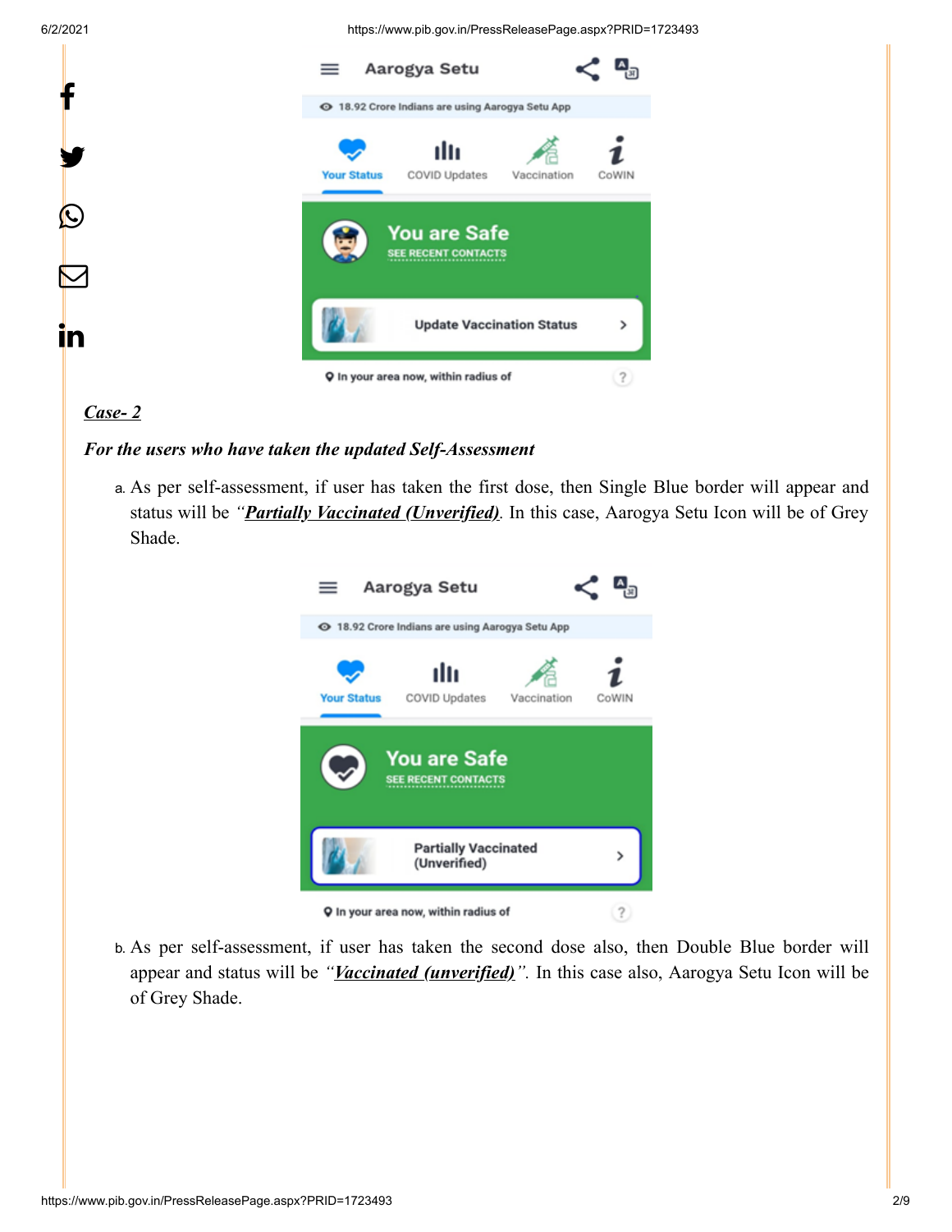***Case- 2***

***For the users who have taken the updated Self-Assessment***

a. As per self-assessment, if user has taken the first dose, then Single Blue border will appear and status will be *"**Partially Vaccinated (Unverified)**.* In this case, Aarogya Setu Icon will be of Grey Shade.

b. As per self-assessment, if user has taken the second dose also, then Double Blue border will appear and status will be *"**Vaccinated (unverified)**".* In this case also, Aarogya Setu Icon will be of Grey Shade.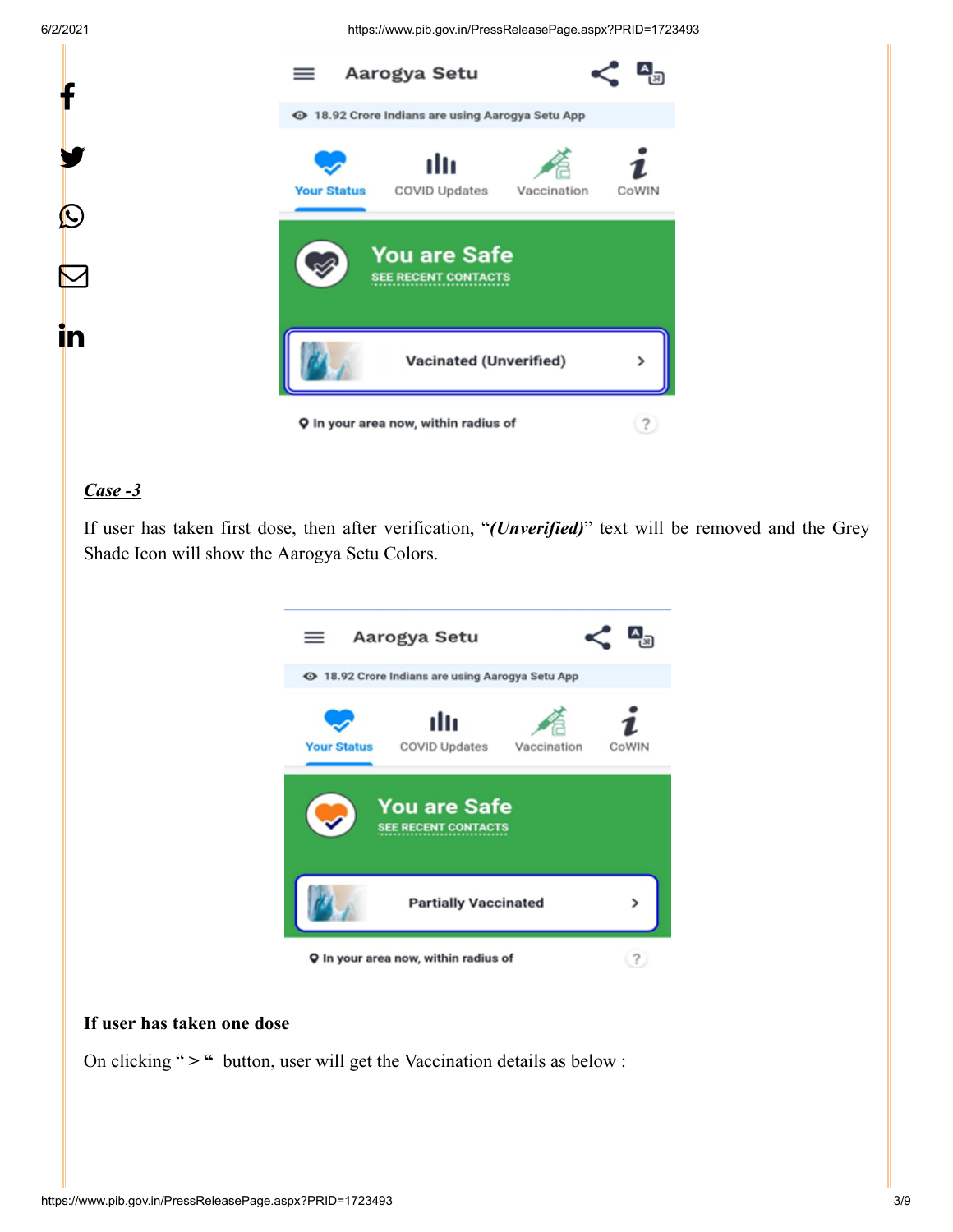***Case -3***

If user has taken first dose, then after verification, "***(Unverified)***" text will be removed and the Grey Shade Icon will show the Aarogya Setu Colors.

**If user has taken one dose**

On clicking " > " button, user will get the Vaccination details as below :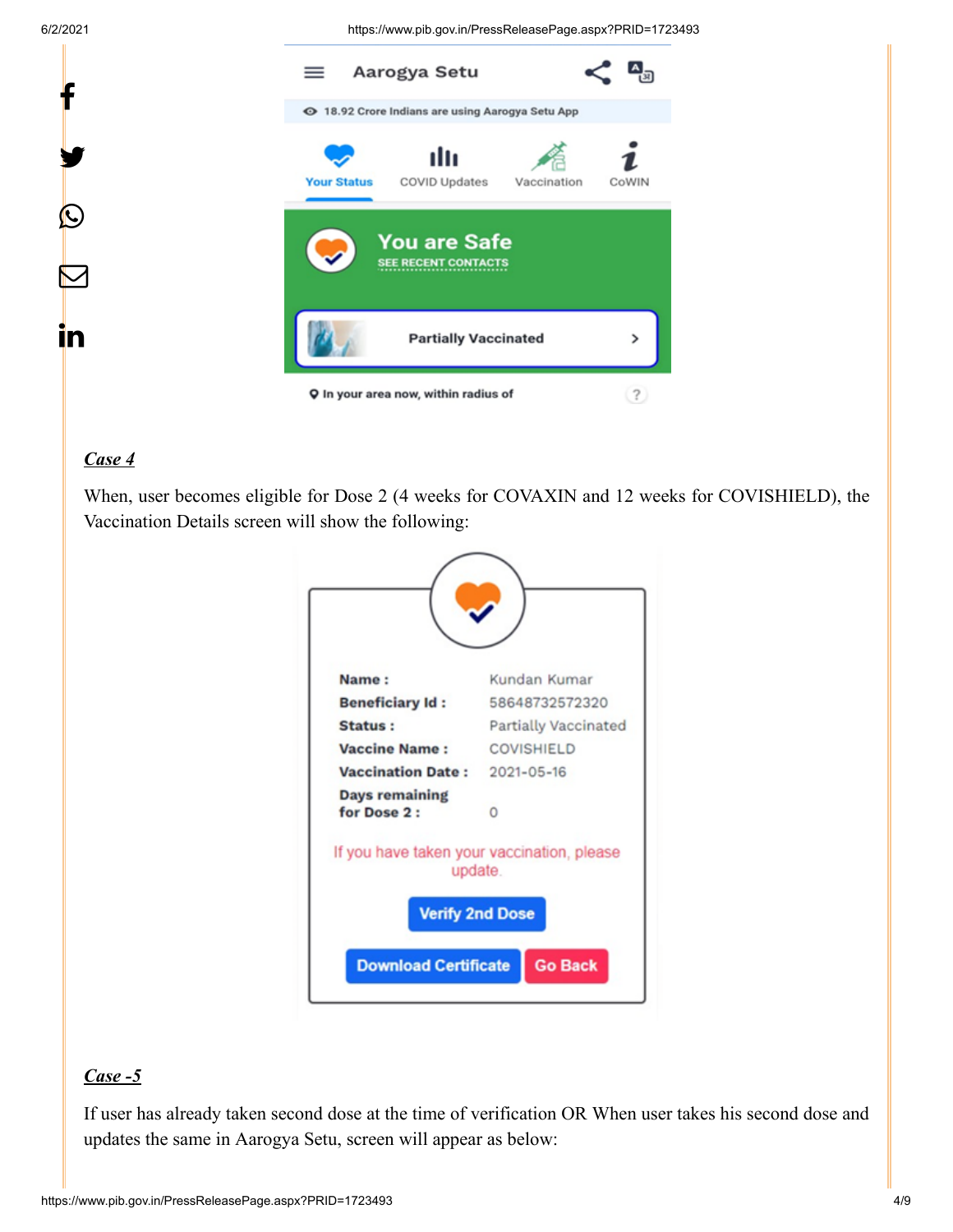## *Case 4*

When, user becomes eligible for Dose 2 (4 weeks for COVAXIN and 12 weeks for COVISHIELD), the Vaccination Details screen will show the following:

## *Case -5*

If user has already taken second dose at the time of verification OR When user takes his second dose and updates the same in Aarogya Setu, screen will appear as below: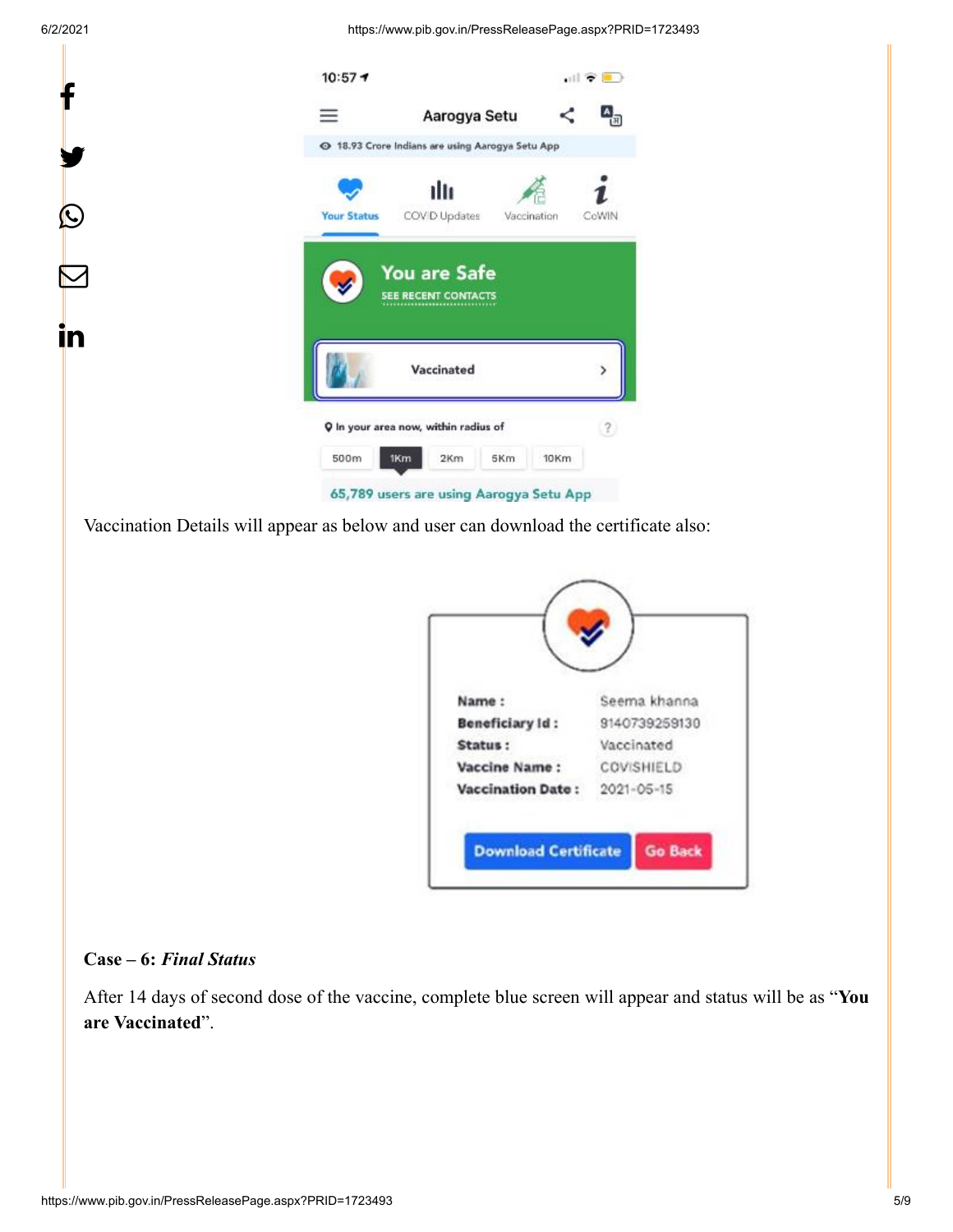Vaccination Details will appear as below and user can download the certificate also:

**Case – 6: *Final Status***

After 14 days of second dose of the vaccine, complete blue screen will appear and status will be as "**You are Vaccinated**".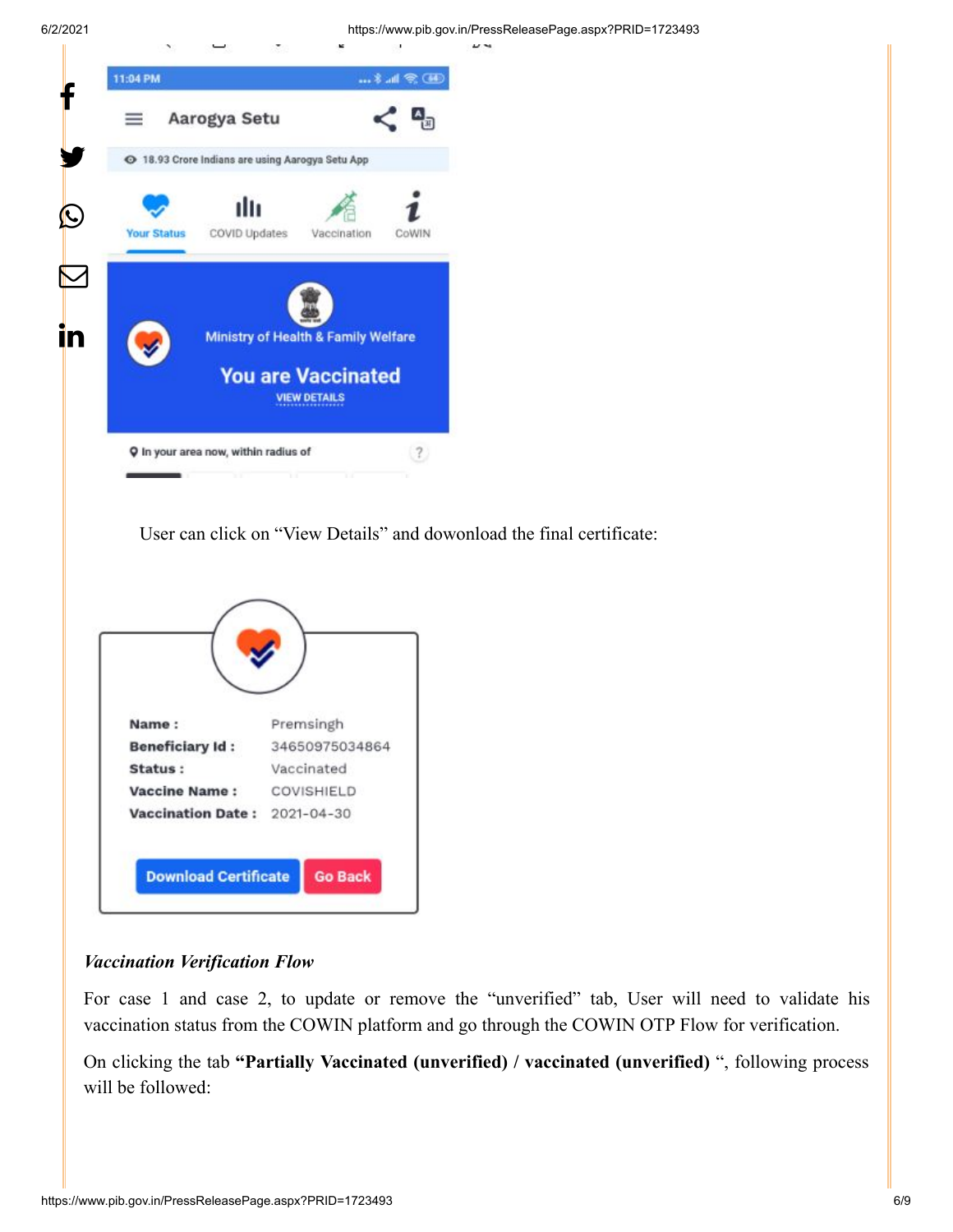User can click on "View Details" and dowonload the final certificate:

*Vaccination Verification Flow*

For case 1 and case 2, to update or remove the "unverified" tab, User will need to validate his vaccination status from the COWIN platform and go through the COWIN OTP Flow for verification.

On clicking the tab **"Partially Vaccinated (unverified) / vaccinated (unverified)** ", following process will be followed: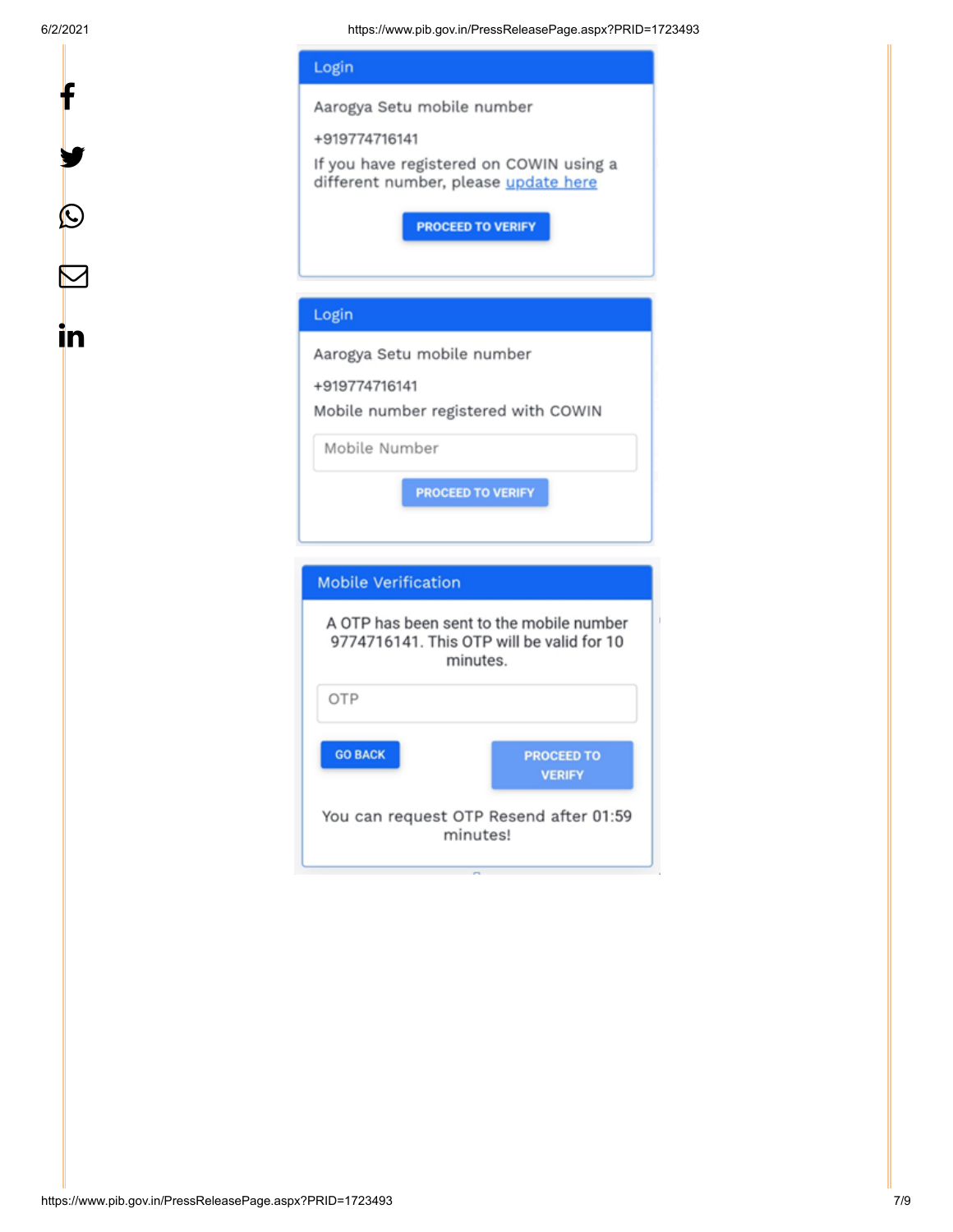### Login

Aarogya Setu mobile number

+919774716141

If you have registered on COWIN using a different number, please update here

PROCEED TO VERIFY

### Login

Aarogya Setu mobile number

+919774716141

Mobile number registered with COWIN

Mobile Number

PROCEED TO VERIFY

### Mobile Verification

A OTP has been sent to the mobile number 9774716141. This OTP will be valid for 10 minutes.

OTP

GO BACK

PROCEED TO VERIFY

You can request OTP Resend after 01:59 minutes!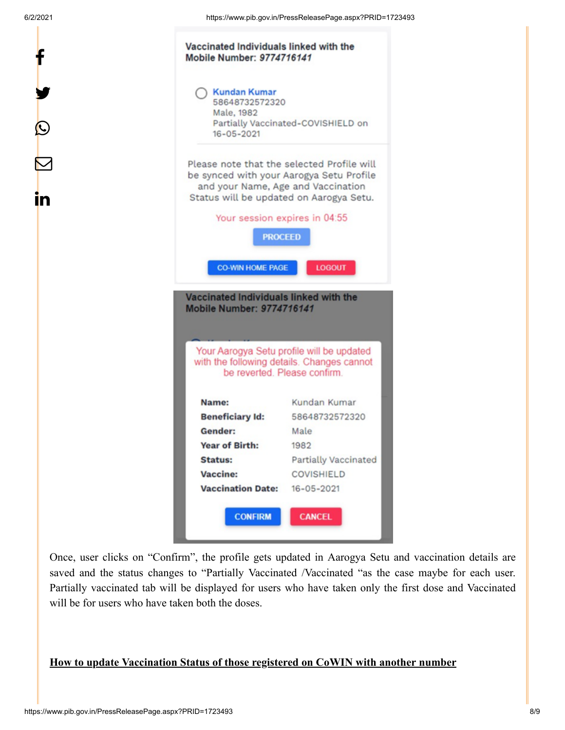Vaccinated Individuals linked with the Mobile Number: *9774716141*

Kundan Kumar
58648732572320
Male, 1982
Partially Vaccinated-COVISHIELD on 16-05-2021

Please note that the selected Profile will be synced with your Aarogya Setu Profile and your Name, Age and Vaccination Status will be updated on Aarogya Setu.

Your session expires in 04:55

PROCEED

CO-WIN HOME PAGE LOGOUT

Vaccinated Individuals linked with the Mobile Number: *9774716141*

Your Aarogya Setu profile will be updated with the following details. Changes cannot be reverted. Please confirm.

| | |
|---|---|
| **Name:** | Kundan Kumar |
| **Beneficiary Id:** | 58648732572320 |
| **Gender:** | Male |
| **Year of Birth:** | 1982 |
| **Status:** | Partially Vaccinated |
| **Vaccine:** | COVISHIELD |
| **Vaccination Date:** | 16-05-2021 |

CONFIRM CANCEL

Once, user clicks on "Confirm", the profile gets updated in Aarogya Setu and vaccination details are saved and the status changes to "Partially Vaccinated /Vaccinated "as the case maybe for each user. Partially vaccinated tab will be displayed for users who have taken only the first dose and Vaccinated will be for users who have taken both the doses.

**How to update Vaccination Status of those registered on CoWIN with another number**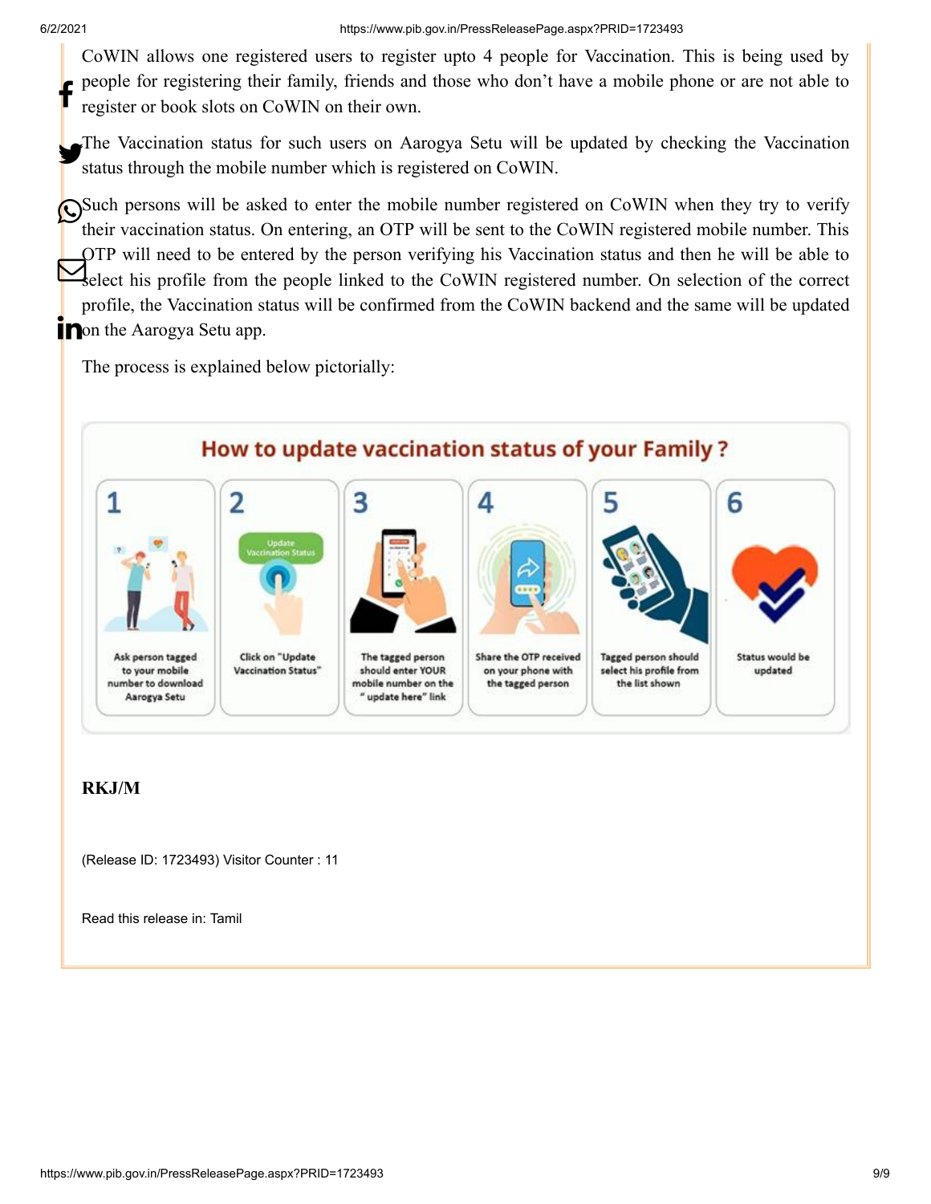CoWIN allows one registered users to register upto 4 people for Vaccination. This is being used by people for registering their family, friends and those who don't have a mobile phone or are not able to register or book slots on CoWIN on their own.

The Vaccination status for such users on Aarogya Setu will be updated by checking the Vaccination status through the mobile number which is registered on CoWIN.

Such persons will be asked to enter the mobile number registered on CoWIN when they try to verify their vaccination status. On entering, an OTP will be sent to the CoWIN registered mobile number. This OTP will need to be entered by the person verifying his Vaccination status and then he will be able to select his profile from the people linked to the CoWIN registered number. On selection of the correct profile, the Vaccination status will be confirmed from the CoWIN backend and the same will be updated on the Aarogya Setu app.

The process is explained below pictorially:

How to update vaccination status of your Family ?

1 Ask person tagged to your mobile number to download Aarogya Setu

2 Update Vaccination Status
Click on "Update Vaccination Status"

3 The tagged person should enter YOUR mobile number on the " update here" link

4 Share the OTP received on your phone with the tagged person

5 Tagged person should select his profile from the list shown

6 Status would be updated

**RKJ/M**

(Release ID: 1723493) Visitor Counter : 11

Read this release in: Tamil